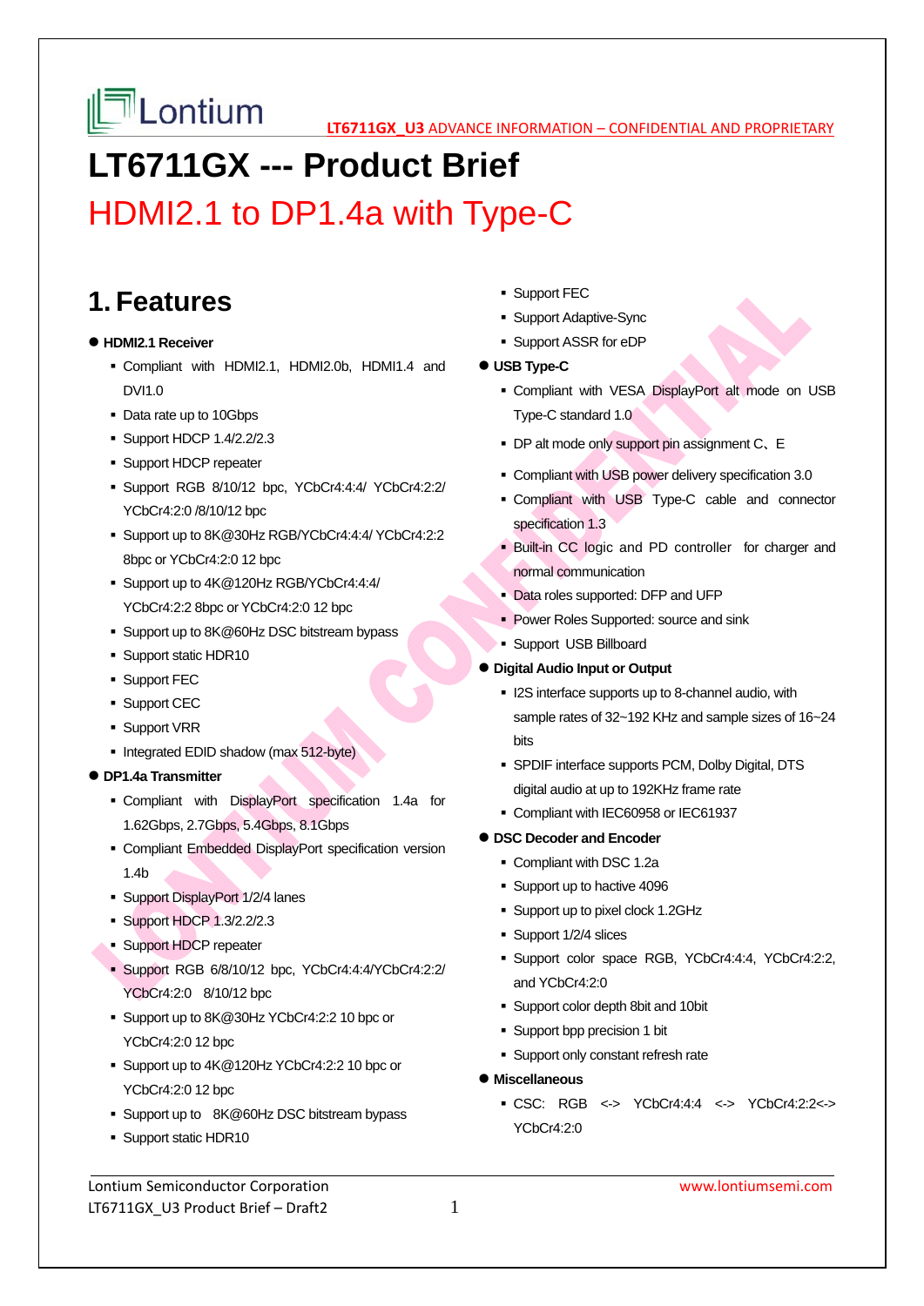# LT6711GX --- Product Brief

## HDMI2.1 to DP1.4a with Type-C

## 1. Features

- **HDMI2.1 Receiver**
  - Compliant with HDMI2.1, HDMI2.0b, HDMI1.4 and DVI1.0
  - Data rate up to 10Gbps
  - Support HDCP 1.4/2.2/2.3
  - Support HDCP repeater
  - Support RGB 8/10/12 bpc, YCbCr4:4:4/ YCbCr4:2:2/ YCbCr4:2:0 /8/10/12 bpc
  - Support up to 8K@30Hz RGB/YCbCr4:4:4/ YCbCr4:2:2 8bpc or YCbCr4:2:0 12 bpc
  - Support up to 4K@120Hz RGB/YCbCr4:4:4/ YCbCr4:2:2 8bpc or YCbCr4:2:0 12 bpc
  - Support up to 8K@60Hz DSC bitstream bypass
  - Support static HDR10
  - Support FEC
  - Support CEC
  - Support VRR
  - Integrated EDID shadow (max 512-byte)
- **DP1.4a Transmitter**
  - Compliant with DisplayPort specification 1.4a for 1.62Gbps, 2.7Gbps, 5.4Gbps, 8.1Gbps
  - Compliant Embedded DisplayPort specification version 1.4b
  - Support DisplayPort 1/2/4 lanes
  - Support HDCP 1.3/2.2/2.3
  - Support HDCP repeater
  - Support RGB 6/8/10/12 bpc, YCbCr4:4:4/YCbCr4:2:2/ YCbCr4:2:0 8/10/12 bpc
  - Support up to 8K@30Hz YCbCr4:2:2 10 bpc or YCbCr4:2:0 12 bpc
  - Support up to 4K@120Hz YCbCr4:2:2 10 bpc or YCbCr4:2:0 12 bpc
  - Support up to 8K@60Hz DSC bitstream bypass
  - Support static HDR10
  - Support FEC
  - Support Adaptive-Sync
  - Support ASSR for eDP
- **USB Type-C**
  - Compliant with VESA DisplayPort alt mode on USB Type-C standard 1.0
  - DP alt mode only support pin assignment C、E
  - Compliant with USB power delivery specification 3.0
  - Compliant with USB Type-C cable and connector specification 1.3
  - Built-in CC logic and PD controller for charger and normal communication
  - Data roles supported: DFP and UFP
  - Power Roles Supported: source and sink
  - Support USB Billboard
- **Digital Audio Input or Output**
  - I2S interface supports up to 8-channel audio, with sample rates of 32~192 KHz and sample sizes of 16~24 bits
  - SPDIF interface supports PCM, Dolby Digital, DTS digital audio at up to 192KHz frame rate
  - Compliant with IEC60958 or IEC61937
- **DSC Decoder and Encoder**
  - Compliant with DSC 1.2a
  - Support up to hactive 4096
  - Support up to pixel clock 1.2GHz
  - Support 1/2/4 slices
  - Support color space RGB, YCbCr4:4:4, YCbCr4:2:2, and YCbCr4:2:0
  - Support color depth 8bit and 10bit
  - Support bpp precision 1 bit
  - Support only constant refresh rate
- **Miscellaneous**
  - CSC: RGB <-> YCbCr4:4:4 <-> YCbCr4:2:2<-> YCbCr4:2:0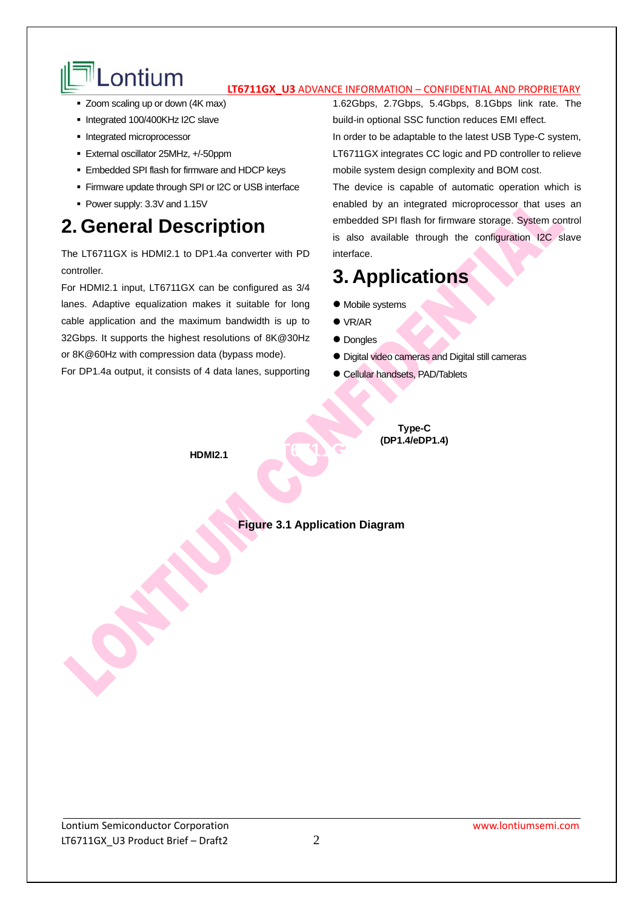- Zoom scaling up or down (4K max)
- Integrated 100/400KHz I2C slave
- Integrated microprocessor
- External oscillator 25MHz, +/-50ppm
- Embedded SPI flash for firmware and HDCP keys
- Firmware update through SPI or I2C or USB interface
- Power supply: 3.3V and 1.15V

# 2. General Description

The LT6711GX is HDMI2.1 to DP1.4a converter with PD controller.

For HDMI2.1 input, LT6711GX can be configured as 3/4 lanes. Adaptive equalization makes it suitable for long cable application and the maximum bandwidth is up to 32Gbps. It supports the highest resolutions of 8K@30Hz or 8K@60Hz with compression data (bypass mode).

For DP1.4a output, it consists of 4 data lanes, supporting 1.62Gbps, 2.7Gbps, 5.4Gbps, 8.1Gbps link rate. The build-in optional SSC function reduces EMI effect.

In order to be adaptable to the latest USB Type-C system, LT6711GX integrates CC logic and PD controller to relieve mobile system design complexity and BOM cost.

The device is capable of automatic operation which is enabled by an integrated microprocessor that uses an embedded SPI flash for firmware storage. System control is also available through the configuration I2C slave interface.

# 3. Applications

- Mobile systems
- VR/AR
- Dongles
- Digital video cameras and Digital still cameras
- Cellular handsets, PAD/Tablets

HDMI2.1

Type-C (DP1.4/eDP1.4)

**Figure 3.1 Application Diagram**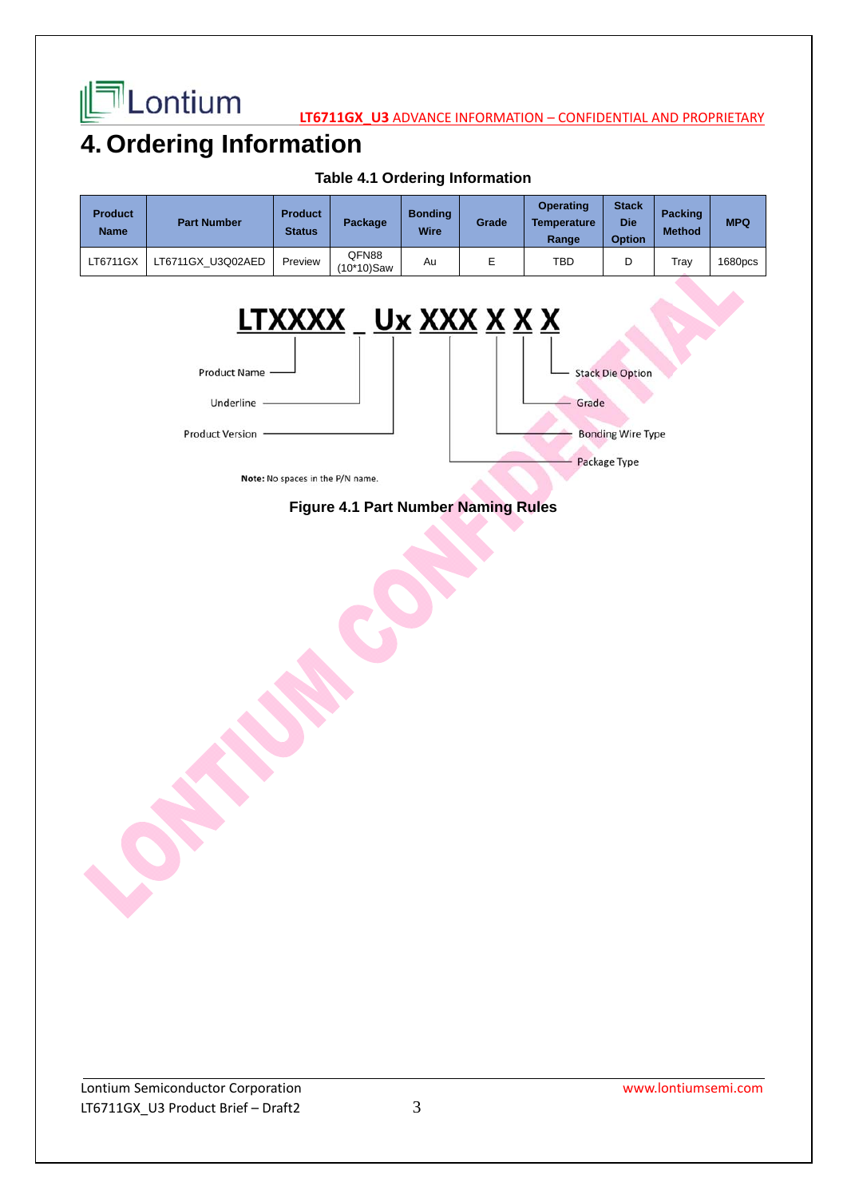# 4. Ordering Information

**Table 4.1 Ordering Information**

| Product Name | Part Number | Product Status | Package | Bonding Wire | Grade | Operating Temperature Range | Stack Die Option | Packing Method | MPQ |
|---|---|---|---|---|---|---|---|---|---|
| LT6711GX | LT6711GX_U3Q02AED | Preview | QFN88 (10*10)Saw | Au | E | TBD | D | Tray | 1680pcs |

LTXXXX _ Ux XXX X X X

- Product Name
- Underline
- Product Version
- Package Type
- Bonding Wire Type
- Grade
- Stack Die Option

**Note:** No spaces in the P/N name.

**Figure 4.1 Part Number Naming Rules**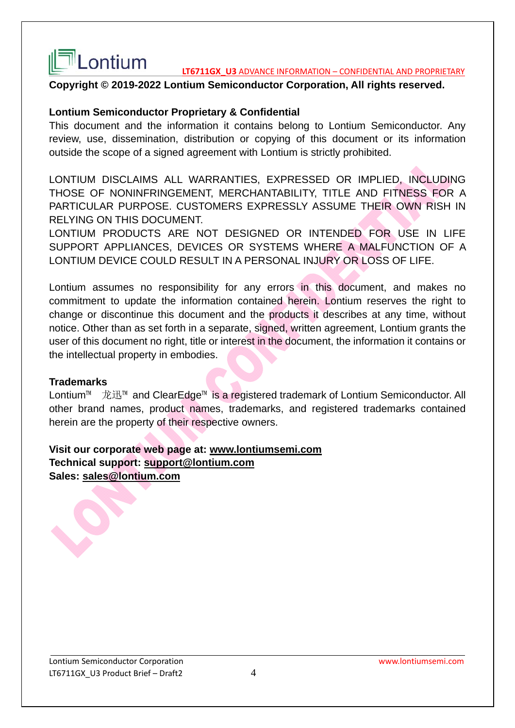**Copyright © 2019-2022 Lontium Semiconductor Corporation, All rights reserved.**

**Lontium Semiconductor Proprietary & Confidential**

This document and the information it contains belong to Lontium Semiconductor. Any review, use, dissemination, distribution or copying of this document or its information outside the scope of a signed agreement with Lontium is strictly prohibited.

LONTIUM DISCLAIMS ALL WARRANTIES, EXPRESSED OR IMPLIED, INCLUDING THOSE OF NONINFRINGEMENT, MERCHANTABILITY, TITLE AND FITNESS FOR A PARTICULAR PURPOSE. CUSTOMERS EXPRESSLY ASSUME THEIR OWN RISH IN RELYING ON THIS DOCUMENT.

LONTIUM PRODUCTS ARE NOT DESIGNED OR INTENDED FOR USE IN LIFE SUPPORT APPLIANCES, DEVICES OR SYSTEMS WHERE A MALFUNCTION OF A LONTIUM DEVICE COULD RESULT IN A PERSONAL INJURY OR LOSS OF LIFE.

Lontium assumes no responsibility for any errors in this document, and makes no commitment to update the information contained herein. Lontium reserves the right to change or discontinue this document and the products it describes at any time, without notice. Other than as set forth in a separate, signed, written agreement, Lontium grants the user of this document no right, title or interest in the document, the information it contains or the intellectual property in embodies.

**Trademarks**

Lontium™ 龙迅™ and ClearEdge™ is a registered trademark of Lontium Semiconductor. All other brand names, product names, trademarks, and registered trademarks contained herein are the property of their respective owners.

**Visit our corporate web page at: www.lontiumsemi.com**
**Technical support: support@lontium.com**
**Sales: sales@lontium.com**